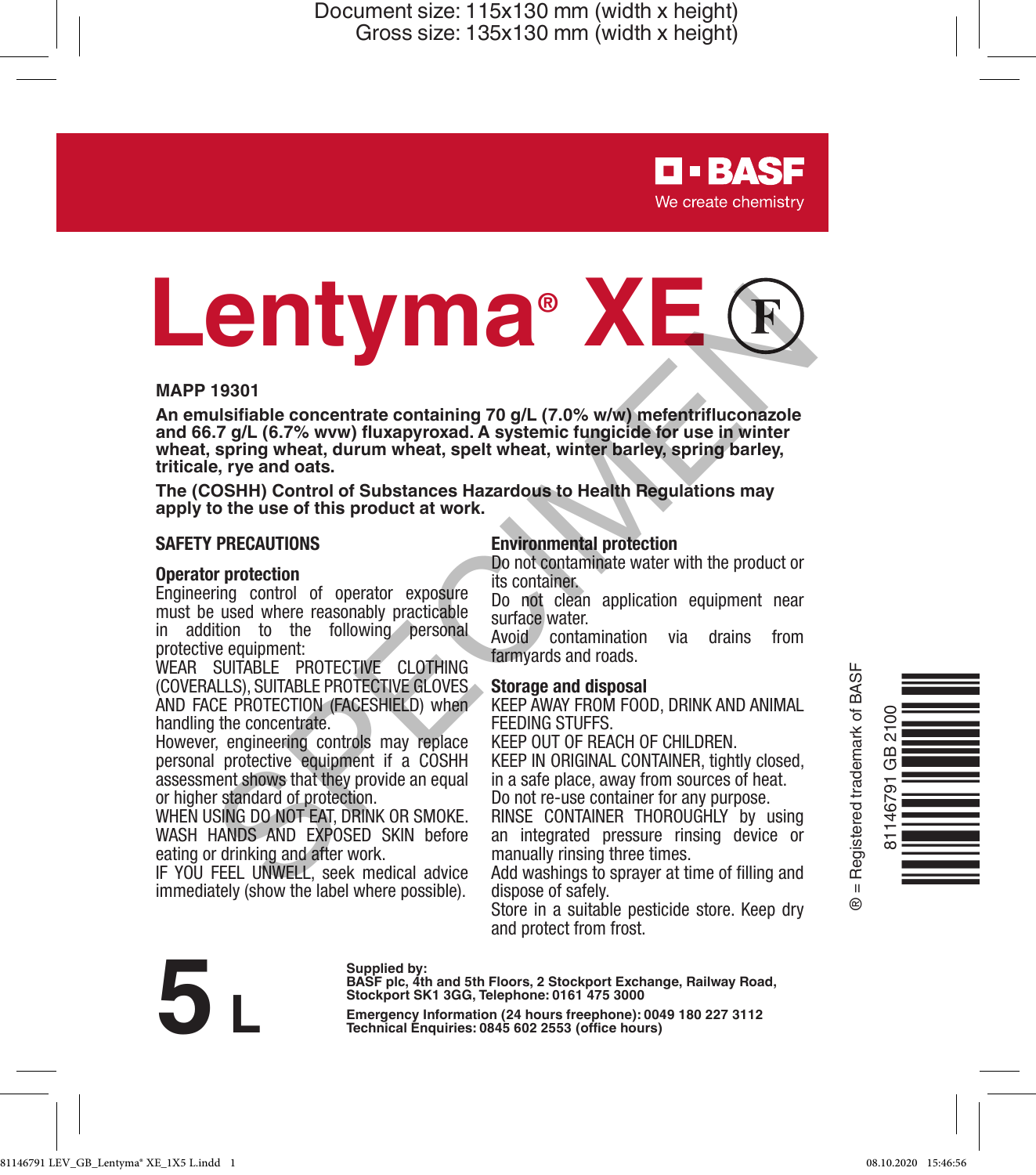Document size: 115x130 mm (width x height)
Gross size: 135x130 mm (width x height)

BASF
We create chemistry

# Lentyma® XE (F)

**MAPP 19301**

**An emulsifiable concentrate containing 70 g/L (7.0% w/w) mefentrifluconazole and 66.7 g/L (6.7% wvw) fluxapyroxad. A systemic fungicide for use in winter wheat, spring wheat, durum wheat, spelt wheat, winter barley, spring barley, triticale, rye and oats.**

**The (COSHH) Control of Substances Hazardous to Health Regulations may apply to the use of this product at work.**

## SAFETY PRECAUTIONS

### Operator protection

Engineering control of operator exposure must be used where reasonably practicable in addition to the following personal protective equipment:

WEAR SUITABLE PROTECTIVE CLOTHING (COVERALLS), SUITABLE PROTECTIVE GLOVES AND FACE PROTECTION (FACESHIELD) when handling the concentrate.

However, engineering controls may replace personal protective equipment if a COSHH assessment shows that they provide an equal or higher standard of protection.

WHEN USING DO NOT EAT, DRINK OR SMOKE.

WASH HANDS AND EXPOSED SKIN before eating or drinking and after work.

IF YOU FEEL UNWELL, seek medical advice immediately (show the label where possible).

### Environmental protection

Do not contaminate water with the product or its container.

Do not clean application equipment near surface water.

Avoid contamination via drains from farmyards and roads.

### Storage and disposal

KEEP AWAY FROM FOOD, DRINK AND ANIMAL FEEDING STUFFS.

KEEP OUT OF REACH OF CHILDREN.

KEEP IN ORIGINAL CONTAINER, tightly closed, in a safe place, away from sources of heat.

Do not re-use container for any purpose.

RINSE CONTAINER THOROUGHLY by using an integrated pressure rinsing device or manually rinsing three times.

Add washings to sprayer at time of filling and dispose of safely.

Store in a suitable pesticide store. Keep dry and protect from frost.

® = Registered trademark of BASF

81146791 GB 2100

**5 L**

**Supplied by:**
**BASF plc, 4th and 5th Floors, 2 Stockport Exchange, Railway Road, Stockport SK1 3GG, Telephone: 0161 475 3000**

**Emergency Information (24 hours freephone): 0049 180 227 3112**
**Technical Enquiries: 0845 602 2553 (office hours)**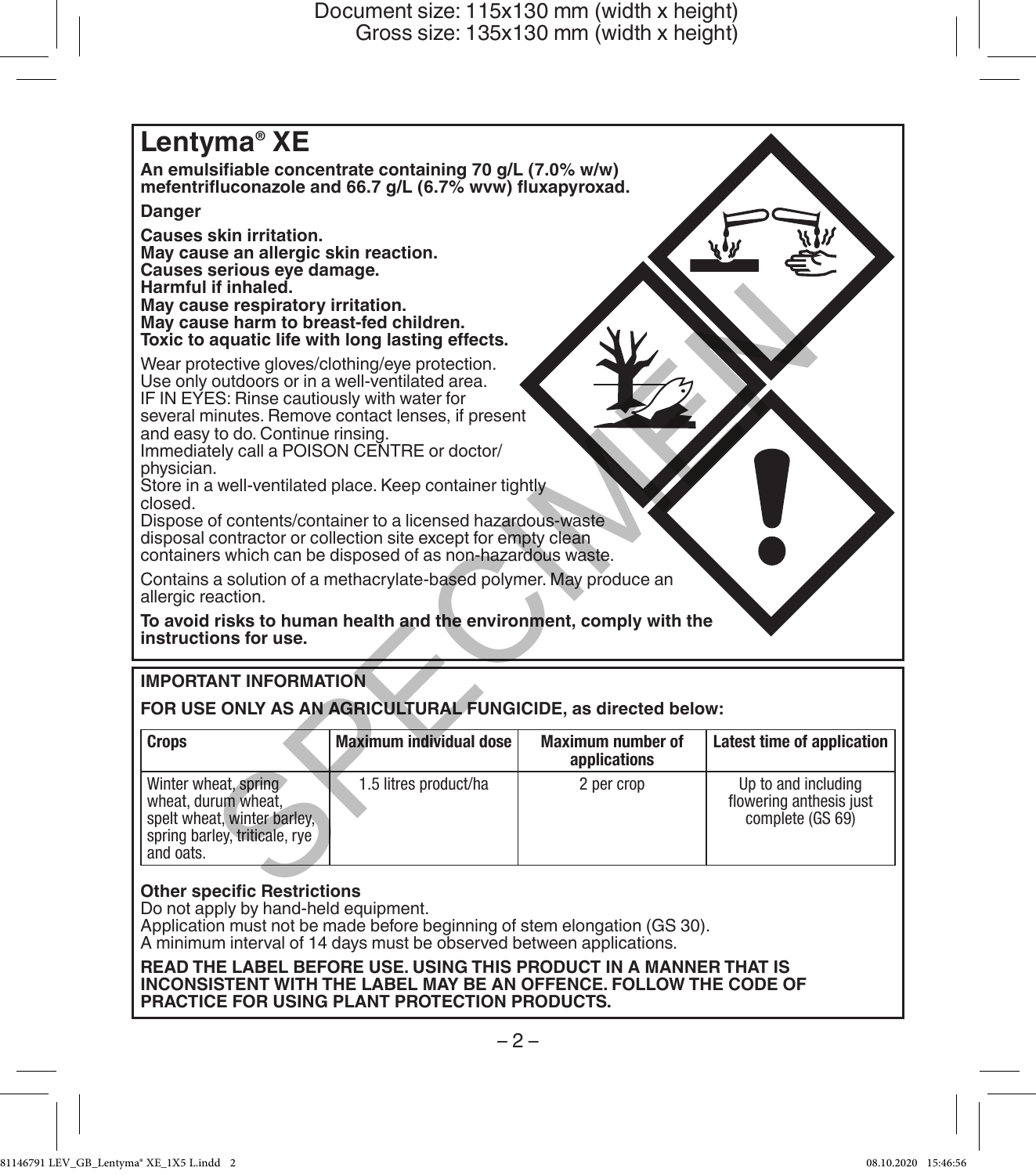# Lentyma® XE

**An emulsifiable concentrate containing 70 g/L (7.0% w/w) mefentrifluconazole and 66.7 g/L (6.7% wvw) fluxapyroxad.**

**Danger**

**Causes skin irritation.**
**May cause an allergic skin reaction.**
**Causes serious eye damage.**
**Harmful if inhaled.**
**May cause respiratory irritation.**
**May cause harm to breast-fed children.**
**Toxic to aquatic life with long lasting effects.**

Wear protective gloves/clothing/eye protection.
Use only outdoors or in a well-ventilated area.
IF IN EYES: Rinse cautiously with water for several minutes. Remove contact lenses, if present and easy to do. Continue rinsing.
Immediately call a POISON CENTRE or doctor/physician.
Store in a well-ventilated place. Keep container tightly closed.
Dispose of contents/container to a licensed hazardous-waste disposal contractor or collection site except for empty clean containers which can be disposed of as non-hazardous waste.

Contains a solution of a methacrylate-based polymer. May produce an allergic reaction.

**To avoid risks to human health and the environment, comply with the instructions for use.**

**IMPORTANT INFORMATION**

**FOR USE ONLY AS AN AGRICULTURAL FUNGICIDE, as directed below:**

| Crops | Maximum individual dose | Maximum number of applications | Latest time of application |
|---|---|---|---|
| Winter wheat, spring wheat, durum wheat, spelt wheat, winter barley, spring barley, triticale, rye and oats. | 1.5 litres product/ha | 2 per crop | Up to and including flowering anthesis just complete (GS 69) |

**Other specific Restrictions**
Do not apply by hand-held equipment.
Application must not be made before beginning of stem elongation (GS 30).
A minimum interval of 14 days must be observed between applications.

**READ THE LABEL BEFORE USE. USING THIS PRODUCT IN A MANNER THAT IS INCONSISTENT WITH THE LABEL MAY BE AN OFFENCE. FOLLOW THE CODE OF PRACTICE FOR USING PLANT PROTECTION PRODUCTS.**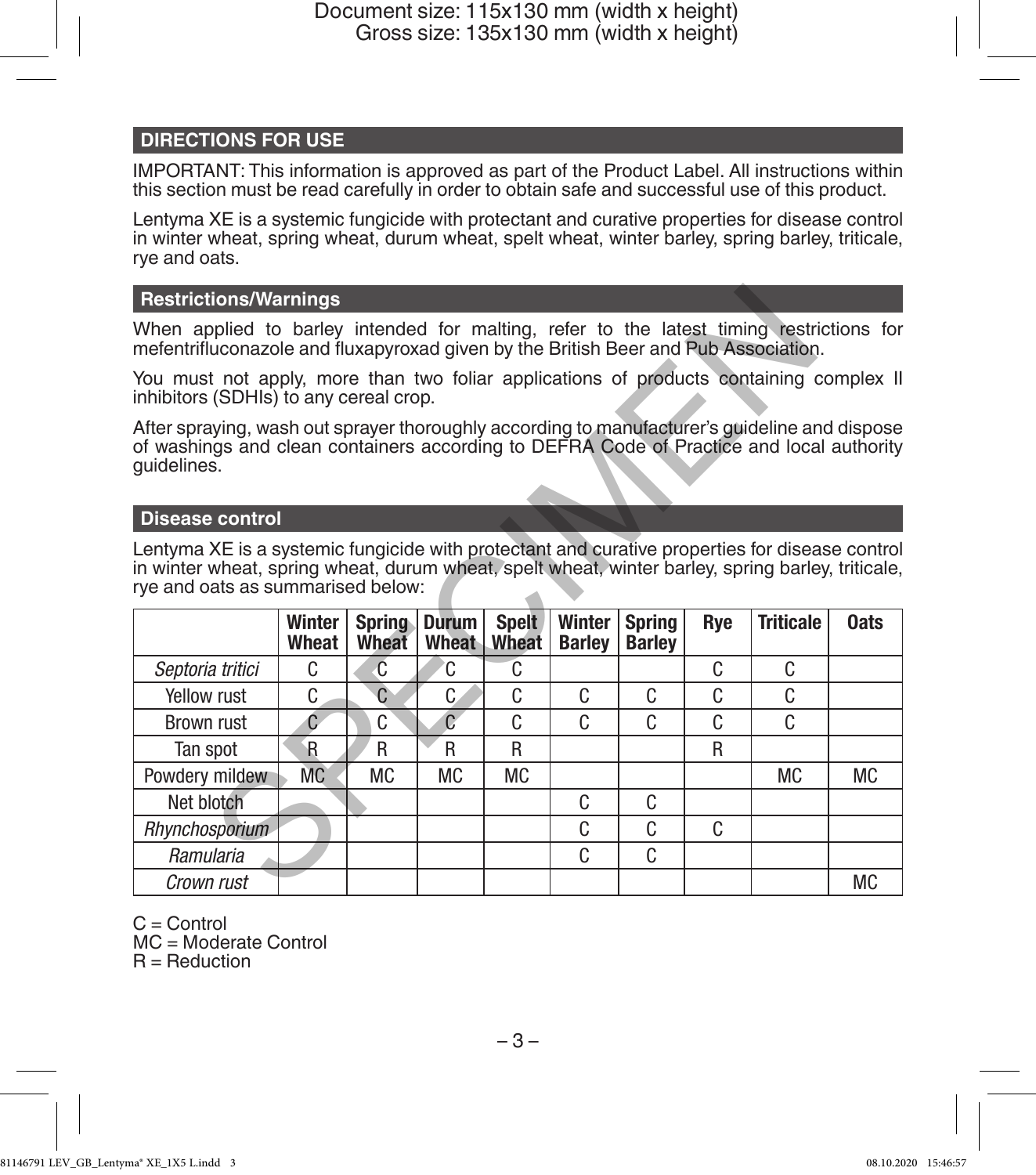## DIRECTIONS FOR USE

IMPORTANT: This information is approved as part of the Product Label. All instructions within this section must be read carefully in order to obtain safe and successful use of this product.

Lentyma XE is a systemic fungicide with protectant and curative properties for disease control in winter wheat, spring wheat, durum wheat, spelt wheat, winter barley, spring barley, triticale, rye and oats.

### Restrictions/Warnings

When applied to barley intended for malting, refer to the latest timing restrictions for mefentrifluconazole and fluxapyroxad given by the British Beer and Pub Association.

You must not apply, more than two foliar applications of products containing complex II inhibitors (SDHIs) to any cereal crop.

After spraying, wash out sprayer thoroughly according to manufacturer's guideline and dispose of washings and clean containers according to DEFRA Code of Practice and local authority guidelines.

### Disease control

Lentyma XE is a systemic fungicide with protectant and curative properties for disease control in winter wheat, spring wheat, durum wheat, spelt wheat, winter barley, spring barley, triticale, rye and oats as summarised below:

| | Winter Wheat | Spring Wheat | Durum Wheat | Spelt Wheat | Winter Barley | Spring Barley | Rye | Triticale | Oats |
|---|---|---|---|---|---|---|---|---|---|
| *Septoria tritici* | C | C | C | C | | | C | C | |
| Yellow rust | C | C | C | C | C | C | C | C | |
| Brown rust | C | C | C | C | C | C | C | C | |
| Tan spot | R | R | R | R | | | R | | |
| Powdery mildew | MC | MC | MC | MC | | | | MC | MC |
| Net blotch | | | | | C | C | | | |
| *Rhynchosporium* | | | | | C | C | C | | |
| *Ramularia* | | | | | C | C | | | |
| *Crown rust* | | | | | | | | | MC |

C = Control
MC = Moderate Control
R = Reduction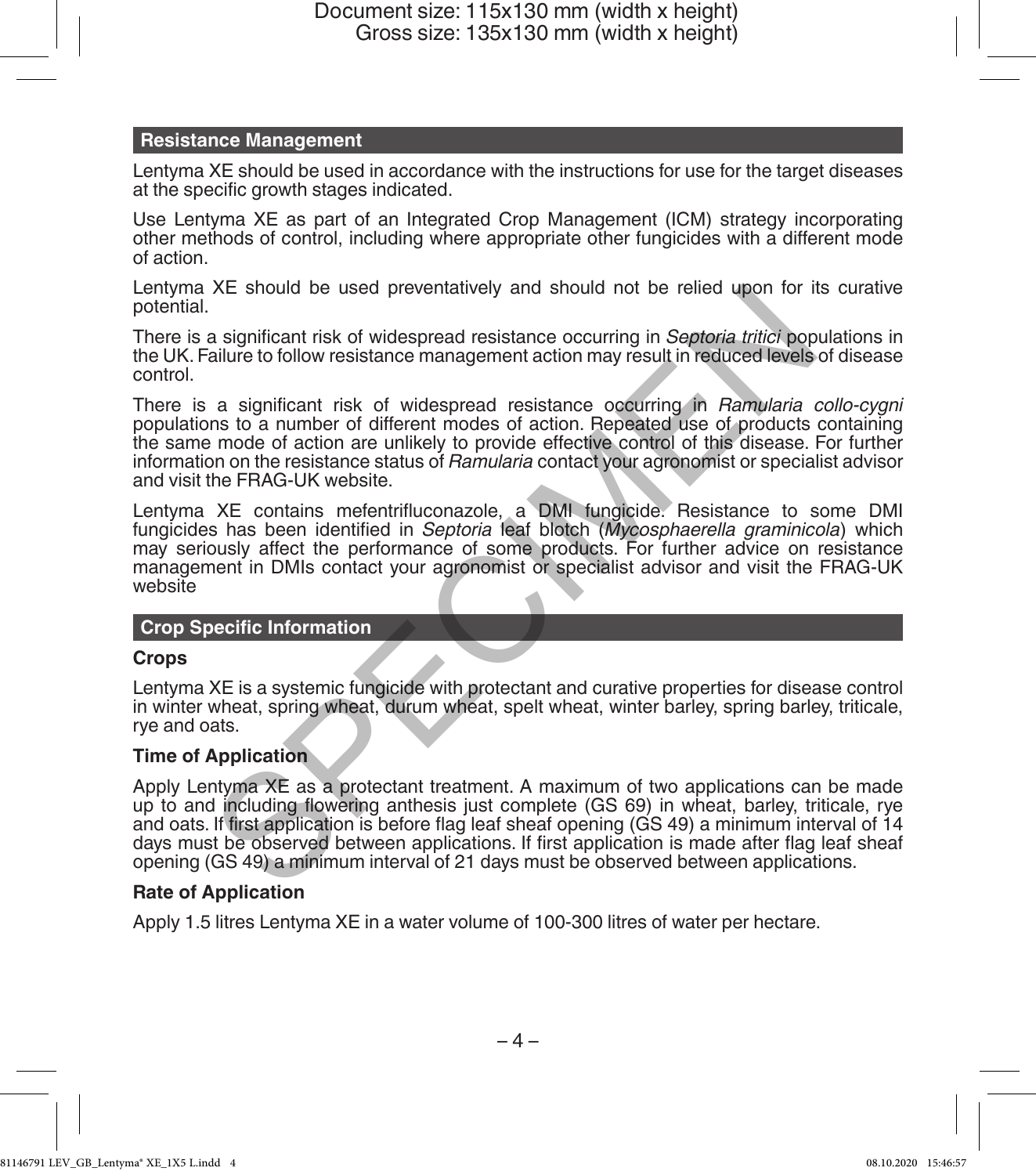## Resistance Management

Lentyma XE should be used in accordance with the instructions for use for the target diseases at the specific growth stages indicated.

Use Lentyma XE as part of an Integrated Crop Management (ICM) strategy incorporating other methods of control, including where appropriate other fungicides with a different mode of action.

Lentyma XE should be used preventatively and should not be relied upon for its curative potential.

There is a significant risk of widespread resistance occurring in *Septoria tritici* populations in the UK. Failure to follow resistance management action may result in reduced levels of disease control.

There is a significant risk of widespread resistance occurring in *Ramularia collo-cygni* populations to a number of different modes of action. Repeated use of products containing the same mode of action are unlikely to provide effective control of this disease. For further information on the resistance status of *Ramularia* contact your agronomist or specialist advisor and visit the FRAG-UK website.

Lentyma XE contains mefentrifluconazole, a DMI fungicide. Resistance to some DMI fungicides has been identified in *Septoria* leaf blotch (*Mycosphaerella graminicola*) which may seriously affect the performance of some products. For further advice on resistance management in DMIs contact your agronomist or specialist advisor and visit the FRAG-UK website

## Crop Specific Information

### Crops

Lentyma XE is a systemic fungicide with protectant and curative properties for disease control in winter wheat, spring wheat, durum wheat, spelt wheat, winter barley, spring barley, triticale, rye and oats.

### Time of Application

Apply Lentyma XE as a protectant treatment. A maximum of two applications can be made up to and including flowering anthesis just complete (GS 69) in wheat, barley, triticale, rye and oats. If first application is before flag leaf sheaf opening (GS 49) a minimum interval of 14 days must be observed between applications. If first application is made after flag leaf sheaf opening (GS 49) a minimum interval of 21 days must be observed between applications.

### Rate of Application

Apply 1.5 litres Lentyma XE in a water volume of 100-300 litres of water per hectare.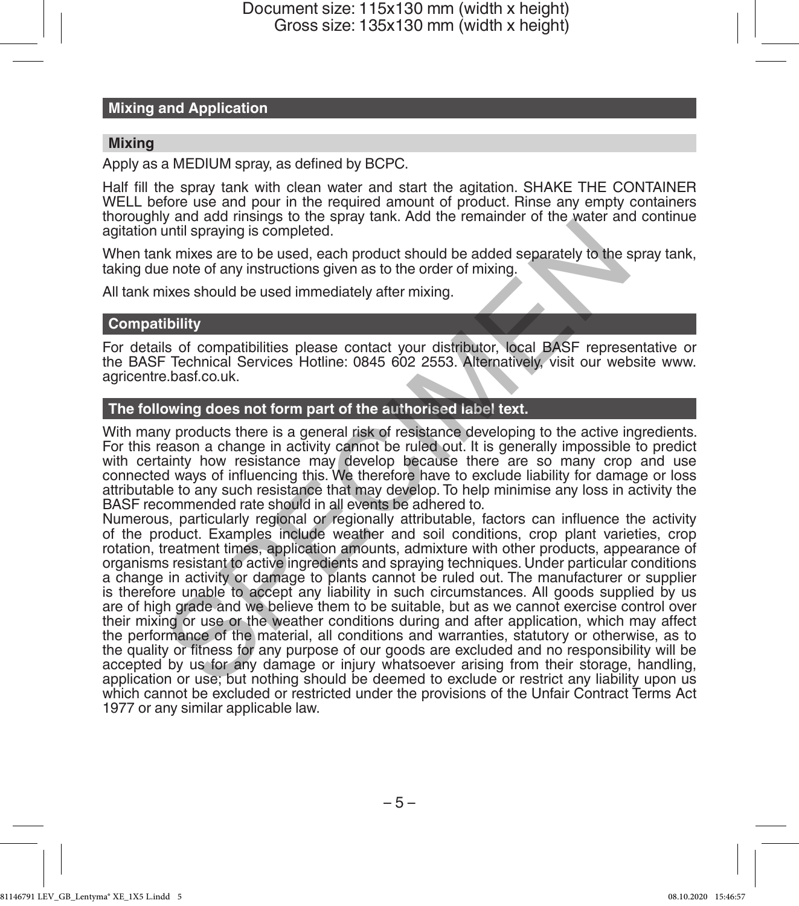## Mixing and Application

### Mixing

Apply as a MEDIUM spray, as defined by BCPC.

Half fill the spray tank with clean water and start the agitation. SHAKE THE CONTAINER WELL before use and pour in the required amount of product. Rinse any empty containers thoroughly and add rinsings to the spray tank. Add the remainder of the water and continue agitation until spraying is completed.

When tank mixes are to be used, each product should be added separately to the spray tank, taking due note of any instructions given as to the order of mixing.

All tank mixes should be used immediately after mixing.

## Compatibility

For details of compatibilities please contact your distributor, local BASF representative or the BASF Technical Services Hotline: 0845 602 2553. Alternatively, visit our website www.agricentre.basf.co.uk.

## The following does not form part of the authorised label text.

With many products there is a general risk of resistance developing to the active ingredients. For this reason a change in activity cannot be ruled out. It is generally impossible to predict with certainty how resistance may develop because there are so many crop and use connected ways of influencing this. We therefore have to exclude liability for damage or loss attributable to any such resistance that may develop. To help minimise any loss in activity the BASF recommended rate should in all events be adhered to.

Numerous, particularly regional or regionally attributable, factors can influence the activity of the product. Examples include weather and soil conditions, crop plant varieties, crop rotation, treatment times, application amounts, admixture with other products, appearance of organisms resistant to active ingredients and spraying techniques. Under particular conditions a change in activity or damage to plants cannot be ruled out. The manufacturer or supplier is therefore unable to accept any liability in such circumstances. All goods supplied by us are of high grade and we believe them to be suitable, but as we cannot exercise control over their mixing or use or the weather conditions during and after application, which may affect the performance of the material, all conditions and warranties, statutory or otherwise, as to the quality or fitness for any purpose of our goods are excluded and no responsibility will be accepted by us for any damage or injury whatsoever arising from their storage, handling, application or use; but nothing should be deemed to exclude or restrict any liability upon us which cannot be excluded or restricted under the provisions of the Unfair Contract Terms Act 1977 or any similar applicable law.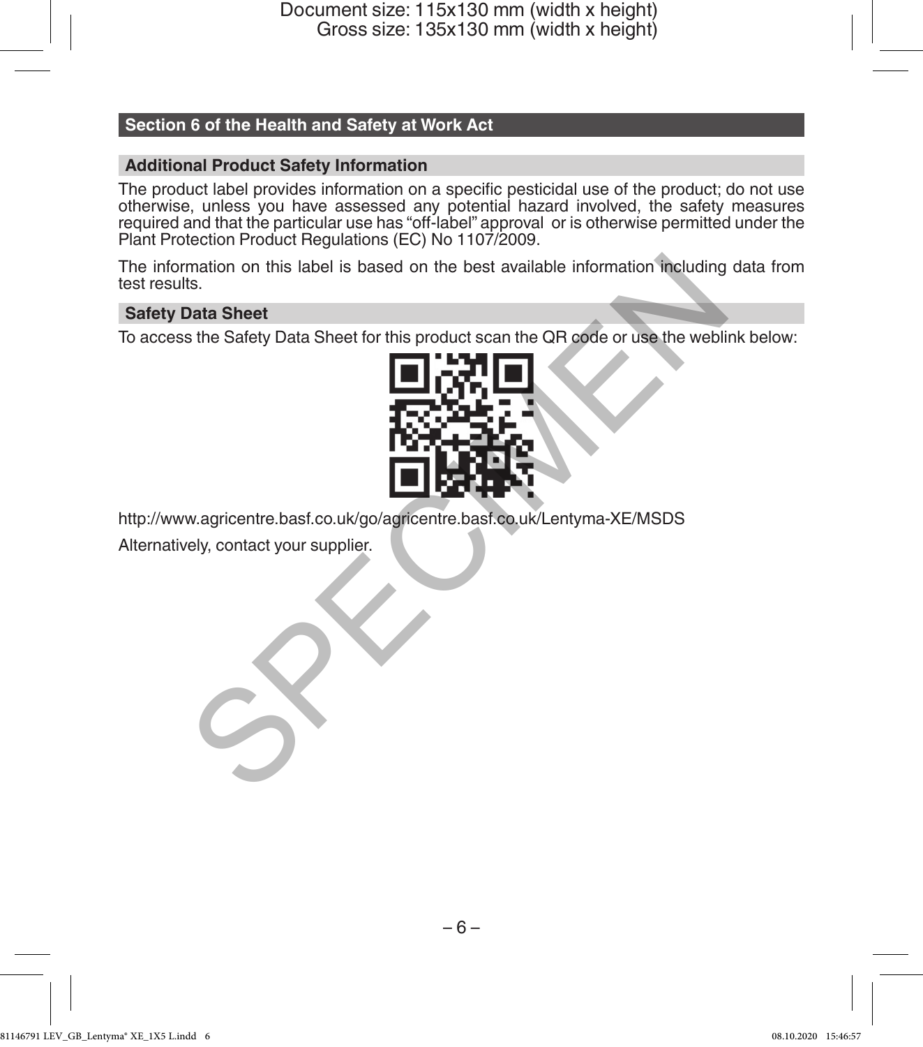## Section 6 of the Health and Safety at Work Act

### Additional Product Safety Information

The product label provides information on a specific pesticidal use of the product; do not use otherwise, unless you have assessed any potential hazard involved, the safety measures required and that the particular use has “off-label” approval or is otherwise permitted under the Plant Protection Product Regulations (EC) No 1107/2009.

The information on this label is based on the best available information including data from test results.

### Safety Data Sheet

To access the Safety Data Sheet for this product scan the QR code or use the weblink below:

http://www.agricentre.basf.co.uk/go/agricentre.basf.co.uk/Lentyma-XE/MSDS

Alternatively, contact your supplier.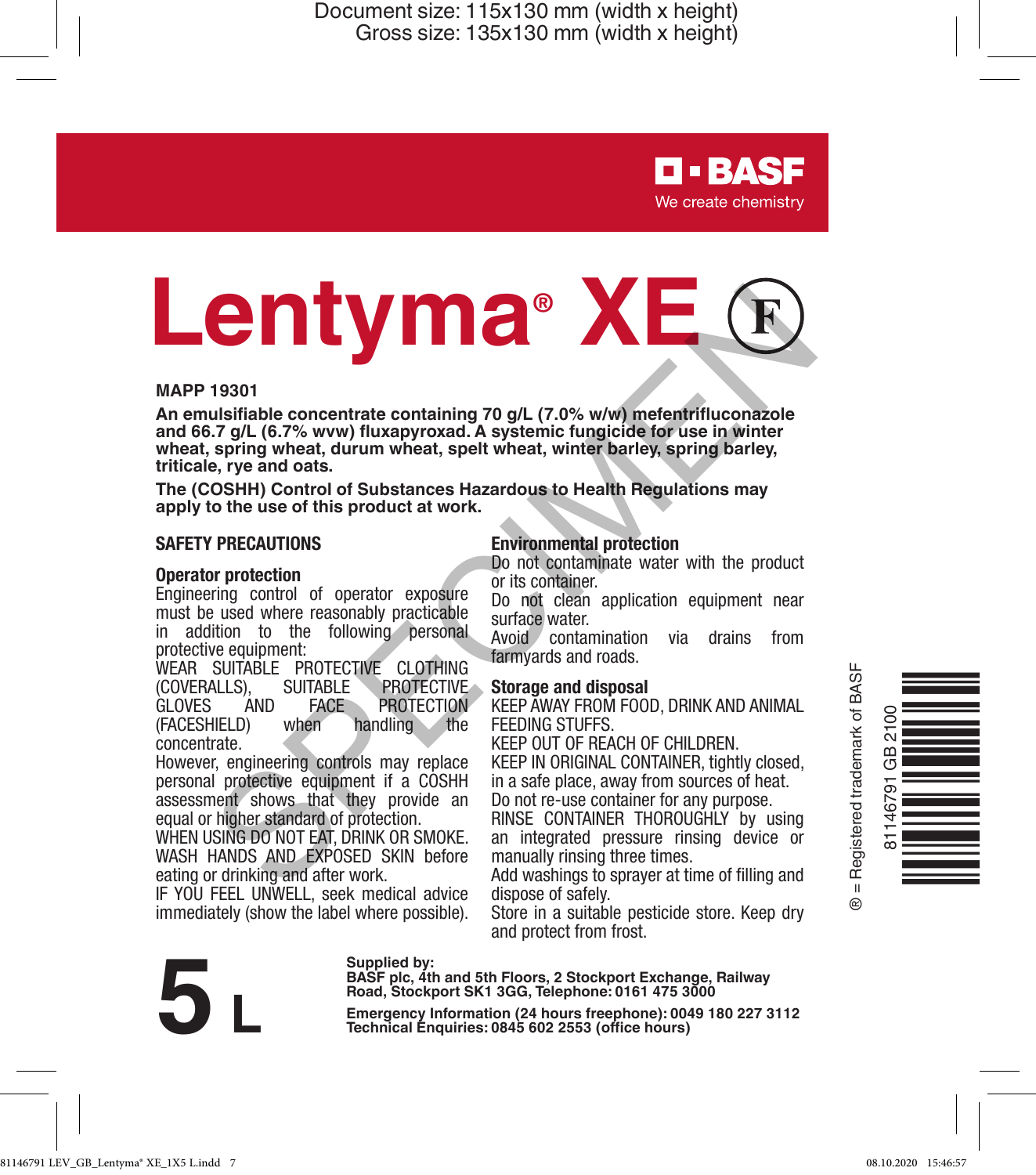Document size: 115x130 mm (width x height)
Gross size: 135x130 mm (width x height)

BASF
We create chemistry

# Lentyma® XE (F)

**MAPP 19301**

**An emulsifiable concentrate containing 70 g/L (7.0% w/w) mefentrifluconazole and 66.7 g/L (6.7% wvw) fluxapyroxad. A systemic fungicide for use in winter wheat, spring wheat, durum wheat, spelt wheat, winter barley, spring barley, triticale, rye and oats.**

**The (COSHH) Control of Substances Hazardous to Health Regulations may apply to the use of this product at work.**

## SAFETY PRECAUTIONS

### Operator protection

Engineering control of operator exposure must be used where reasonably practicable in addition to the following personal protective equipment:
WEAR SUITABLE PROTECTIVE CLOTHING (COVERALLS), SUITABLE PROTECTIVE GLOVES AND FACE PROTECTION (FACESHIELD) when handling the concentrate.
However, engineering controls may replace personal protective equipment if a COSHH assessment shows that they provide an equal or higher standard of protection.
WHEN USING DO NOT EAT, DRINK OR SMOKE.
WASH HANDS AND EXPOSED SKIN before eating or drinking and after work.
IF YOU FEEL UNWELL, seek medical advice immediately (show the label where possible).

### Environmental protection

Do not contaminate water with the product or its container.
Do not clean application equipment near surface water.
Avoid contamination via drains from farmyards and roads.

### Storage and disposal

KEEP AWAY FROM FOOD, DRINK AND ANIMAL FEEDING STUFFS.
KEEP OUT OF REACH OF CHILDREN.
KEEP IN ORIGINAL CONTAINER, tightly closed, in a safe place, away from sources of heat.
Do not re-use container for any purpose.
RINSE CONTAINER THOROUGHLY by using an integrated pressure rinsing device or manually rinsing three times.
Add washings to sprayer at time of filling and dispose of safely.
Store in a suitable pesticide store. Keep dry and protect from frost.

® = Registered trademark of BASF

81146791 GB 2100

**5 L**

**Supplied by:**
**BASF plc, 4th and 5th Floors, 2 Stockport Exchange, Railway Road, Stockport SK1 3GG, Telephone: 0161 475 3000**

**Emergency Information (24 hours freephone): 0049 180 227 3112**
**Technical Enquiries: 0845 602 2553 (office hours)**

SPECIMEN